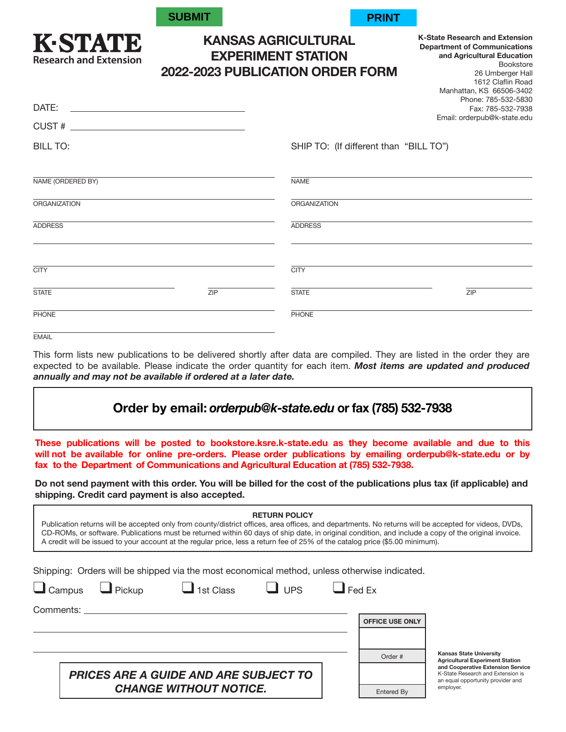SUBMIT PRINT

**K·STATE**
Research and Extension

# KANSAS AGRICULTURAL EXPERIMENT STATION 2022-2023 PUBLICATION ORDER FORM

**K-State Research and Extension**
**Department of Communications and Agricultural Education**
Bookstore
26 Umberger Hall
1612 Claflin Road
Manhattan, KS 66506-3402
Phone: 785-532-5830
Fax: 785-532-7938
Email: orderpub@k-state.edu

DATE: ____________________

CUST # ____________________

| BILL TO: | SHIP TO: (If different than "BILL TO") |
|---|---|
| NAME (ORDERED BY) | NAME |
| ORGANIZATION | ORGANIZATION |
| ADDRESS | ADDRESS |
| CITY | CITY |
| STATE ZIP | STATE ZIP |
| PHONE | PHONE |
| EMAIL | |

This form lists new publications to be delivered shortly after data are compiled. They are listed in the order they are expected to be available. Please indicate the order quantity for each item. ***Most items are updated and produced annually and may not be available if ordered at a later date.***

**Order by email: *orderpub@k-state.edu* or fax (785) 532-7938**

**These publications will be posted to bookstore.ksre.k-state.edu as they become available and due to this will not be available for online pre-orders. Please order publications by emailing orderpub@k-state.edu or by fax to the Department of Communications and Agricultural Education at (785) 532-7938.**

**Do not send payment with this order. You will be billed for the cost of the publications plus tax (if applicable) and shipping. Credit card payment is also accepted.**

**RETURN POLICY**

Publication returns will be accepted only from county/district offices, area offices, and departments. No returns will be accepted for videos, DVDs, CD-ROMs, or software. Publications must be returned within 60 days of ship date, in original condition, and include a copy of the original invoice. A credit will be issued to your account at the regular price, less a return fee of 25% of the catalog price ($5.00 minimum).

Shipping: Orders will be shipped via the most economical method, unless otherwise indicated.

☐ Campus ☐ Pickup ☐ 1st Class ☐ UPS ☐ Fed Ex

Comments: ____________________

***PRICES ARE A GUIDE AND ARE SUBJECT TO CHANGE WITHOUT NOTICE.***

| OFFICE USE ONLY |
|---|
| |
| Order # |
| |
| Entered By |

**Kansas State University Agricultural Experiment Station and Cooperative Extension Service**
K-State Research and Extension is an equal opportunity provider and employer.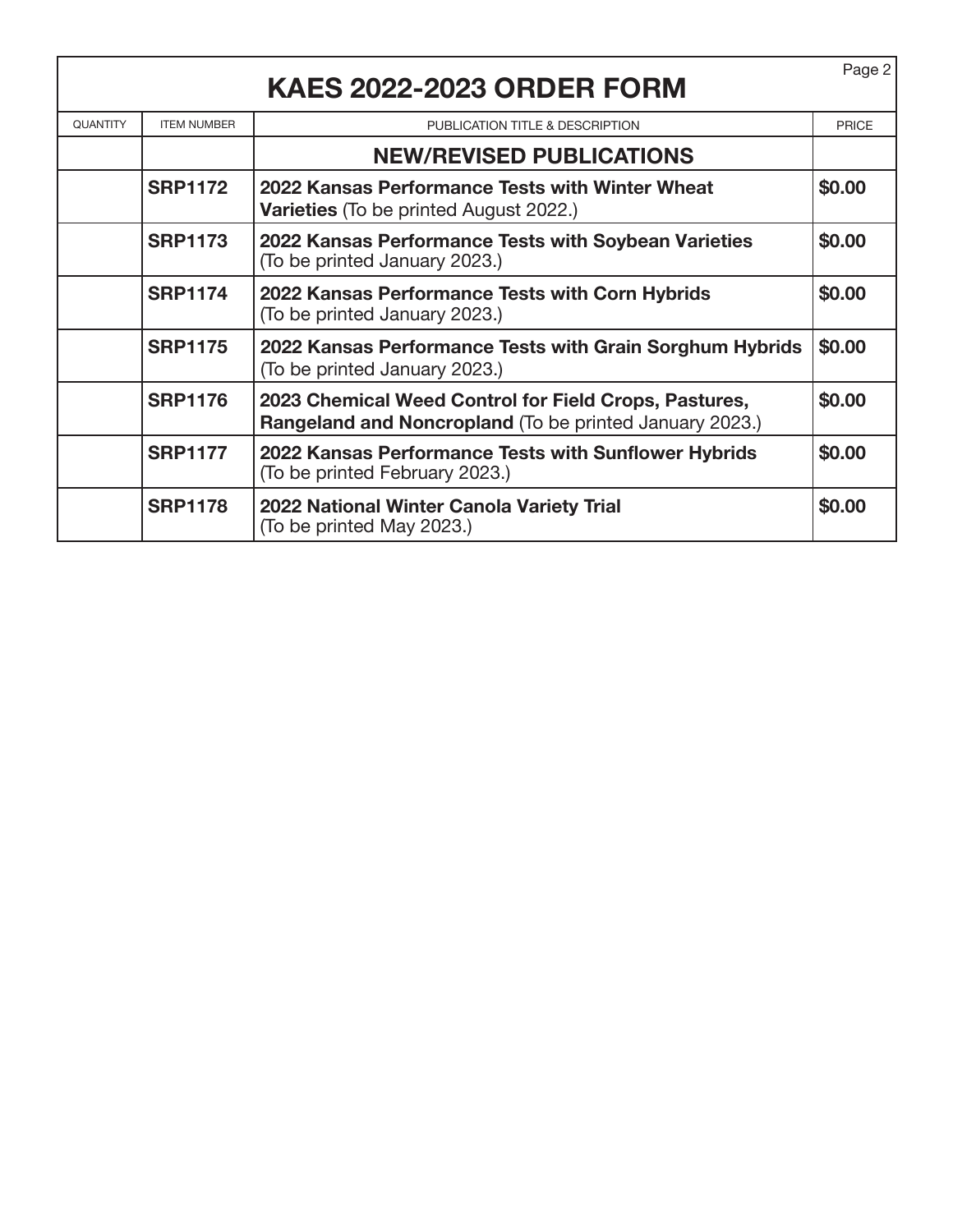# KAES 2022-2023 ORDER FORM

| QUANTITY | ITEM NUMBER | PUBLICATION TITLE & DESCRIPTION | PRICE |
|---|---|---|---|
| | | **NEW/REVISED PUBLICATIONS** | |
| | **SRP1172** | **2022 Kansas Performance Tests with Winter Wheat Varieties** (To be printed August 2022.) | **$0.00** |
| | **SRP1173** | **2022 Kansas Performance Tests with Soybean Varieties** (To be printed January 2023.) | **$0.00** |
| | **SRP1174** | **2022 Kansas Performance Tests with Corn Hybrids** (To be printed January 2023.) | **$0.00** |
| | **SRP1175** | **2022 Kansas Performance Tests with Grain Sorghum Hybrids** (To be printed January 2023.) | **$0.00** |
| | **SRP1176** | **2023 Chemical Weed Control for Field Crops, Pastures, Rangeland and Noncropland** (To be printed January 2023.) | **$0.00** |
| | **SRP1177** | **2022 Kansas Performance Tests with Sunflower Hybrids** (To be printed February 2023.) | **$0.00** |
| | **SRP1178** | **2022 National Winter Canola Variety Trial** (To be printed May 2023.) | **$0.00** |